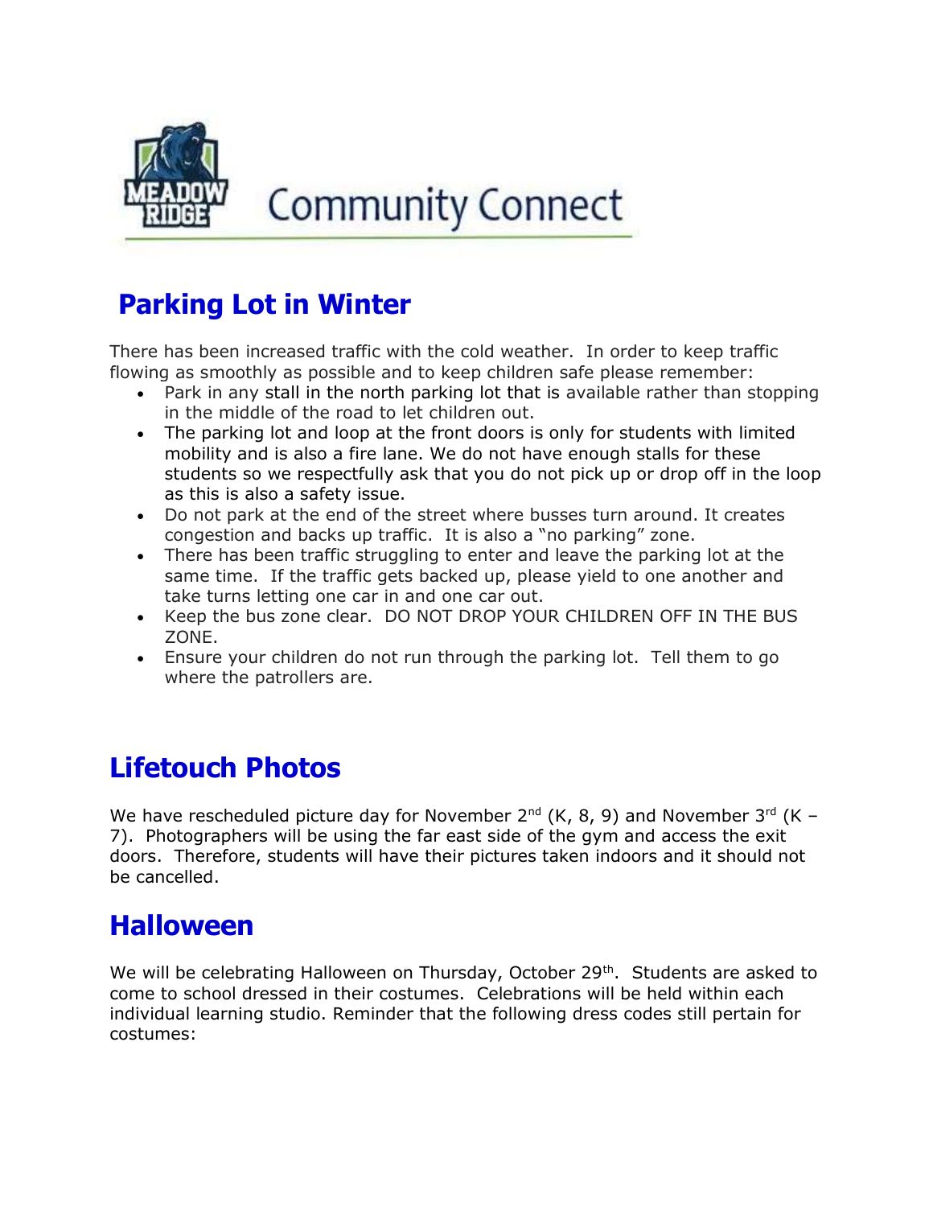# Community Connect

## Parking Lot in Winter

There has been increased traffic with the cold weather. In order to keep traffic flowing as smoothly as possible and to keep children safe please remember:

- Park in any stall in the north parking lot that is available rather than stopping in the middle of the road to let children out.
- The parking lot and loop at the front doors is only for students with limited mobility and is also a fire lane. We do not have enough stalls for these students so we respectfully ask that you do not pick up or drop off in the loop as this is also a safety issue.
- Do not park at the end of the street where busses turn around. It creates congestion and backs up traffic. It is also a "no parking" zone.
- There has been traffic struggling to enter and leave the parking lot at the same time. If the traffic gets backed up, please yield to one another and take turns letting one car in and one car out.
- Keep the bus zone clear. DO NOT DROP YOUR CHILDREN OFF IN THE BUS ZONE.
- Ensure your children do not run through the parking lot. Tell them to go where the patrollers are.

## Lifetouch Photos

We have rescheduled picture day for November 2nd (K, 8, 9) and November 3rd (K – 7). Photographers will be using the far east side of the gym and access the exit doors. Therefore, students will have their pictures taken indoors and it should not be cancelled.

## Halloween

We will be celebrating Halloween on Thursday, October 29th. Students are asked to come to school dressed in their costumes. Celebrations will be held within each individual learning studio. Reminder that the following dress codes still pertain for costumes: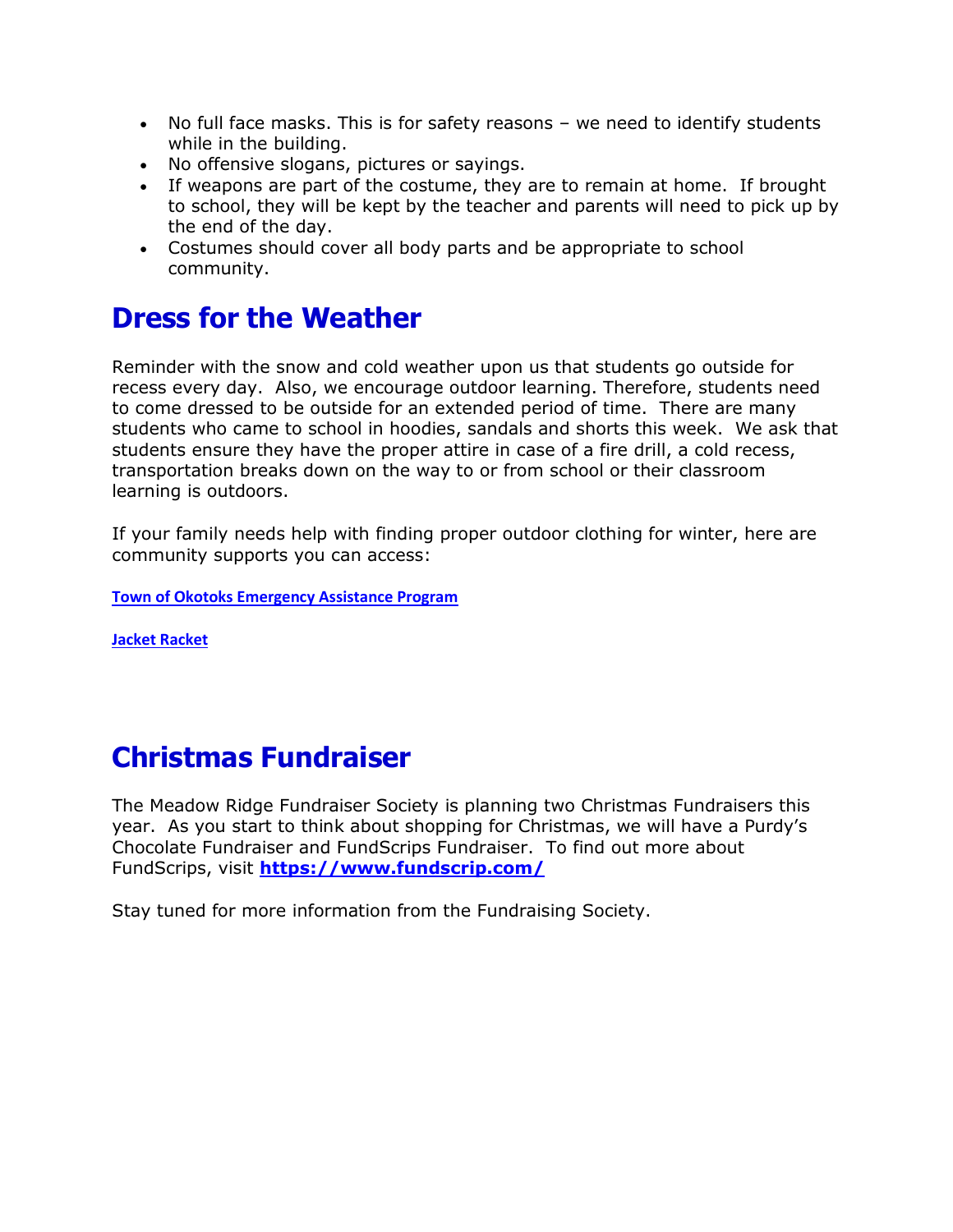- No full face masks. This is for safety reasons – we need to identify students while in the building.
- No offensive slogans, pictures or sayings.
- If weapons are part of the costume, they are to remain at home. If brought to school, they will be kept by the teacher and parents will need to pick up by the end of the day.
- Costumes should cover all body parts and be appropriate to school community.

# Dress for the Weather

Reminder with the snow and cold weather upon us that students go outside for recess every day. Also, we encourage outdoor learning. Therefore, students need to come dressed to be outside for an extended period of time. There are many students who came to school in hoodies, sandals and shorts this week. We ask that students ensure they have the proper attire in case of a fire drill, a cold recess, transportation breaks down on the way to or from school or their classroom learning is outdoors.

If your family needs help with finding proper outdoor clothing for winter, here are community supports you can access:

**Town of Okotoks Emergency Assistance Program**

**Jacket Racket**

# Christmas Fundraiser

The Meadow Ridge Fundraiser Society is planning two Christmas Fundraisers this year. As you start to think about shopping for Christmas, we will have a Purdy's Chocolate Fundraiser and FundScrips Fundraiser. To find out more about FundScrips, visit **https://www.fundscrip.com/**

Stay tuned for more information from the Fundraising Society.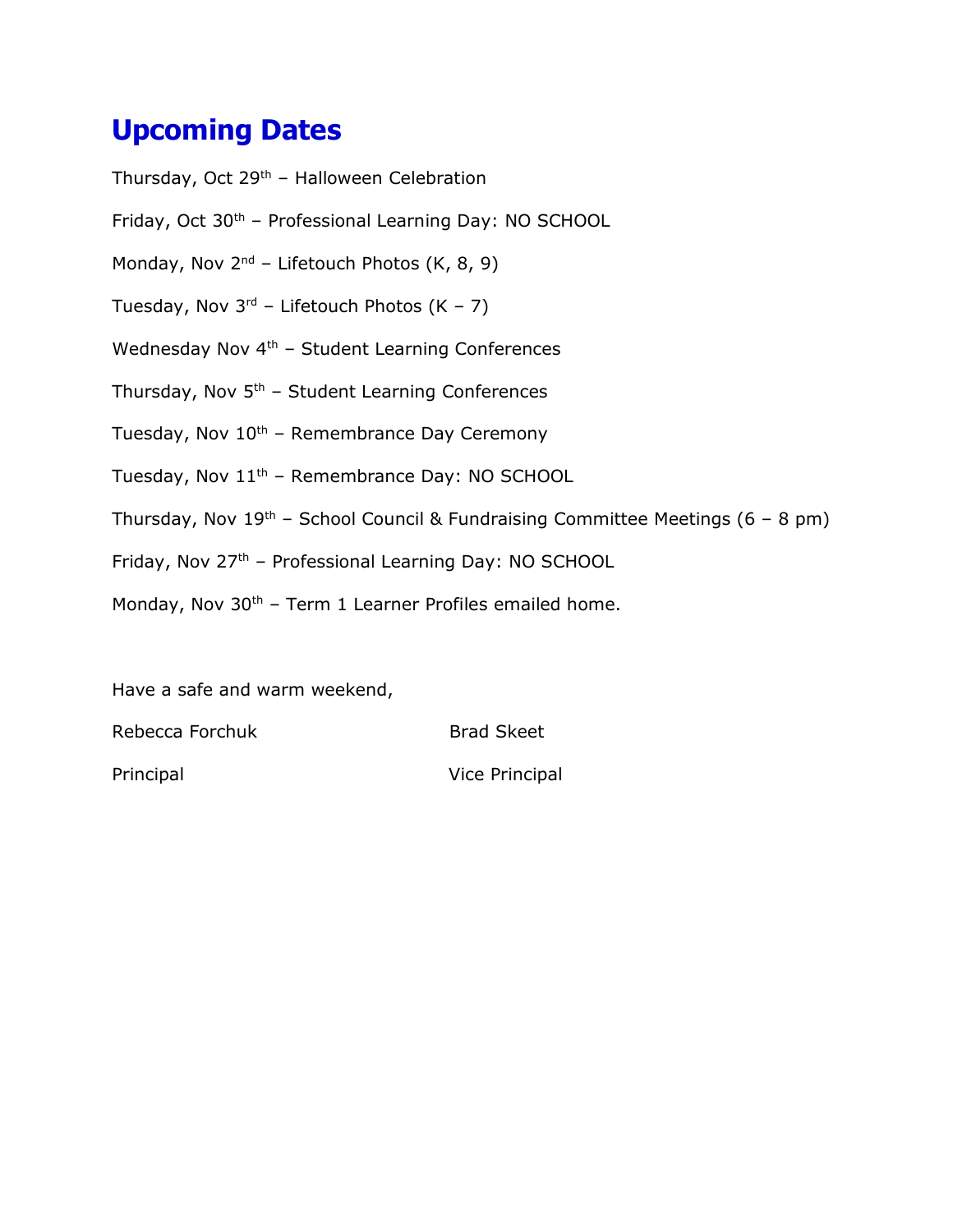## Upcoming Dates

Thursday, Oct 29th – Halloween Celebration

Friday, Oct 30th – Professional Learning Day: NO SCHOOL

Monday, Nov 2nd – Lifetouch Photos (K, 8, 9)

Tuesday, Nov 3rd – Lifetouch Photos (K – 7)

Wednesday Nov 4th – Student Learning Conferences

Thursday, Nov 5th – Student Learning Conferences

Tuesday, Nov 10th – Remembrance Day Ceremony

Tuesday, Nov 11th – Remembrance Day: NO SCHOOL

Thursday, Nov 19th – School Council & Fundraising Committee Meetings (6 – 8 pm)

Friday, Nov 27th – Professional Learning Day: NO SCHOOL

Monday, Nov 30th – Term 1 Learner Profiles emailed home.

Have a safe and warm weekend,

Rebecca Forchuk
Principal

Brad Skeet
Vice Principal